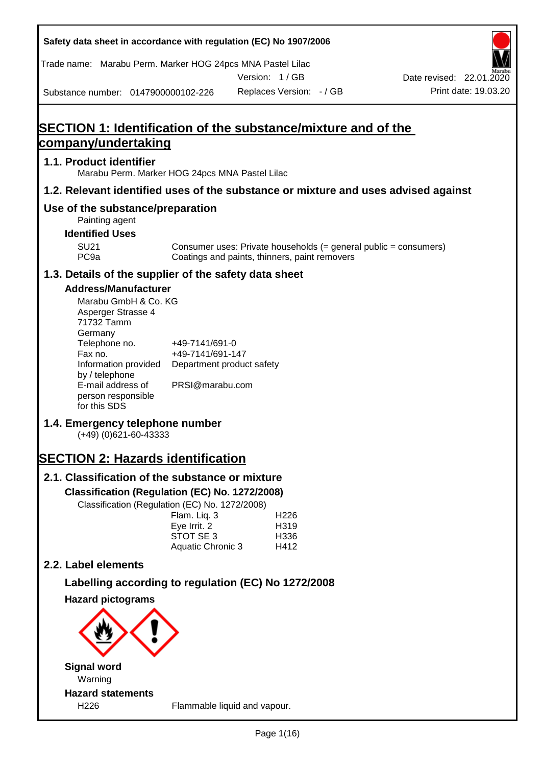Safety data sheet in accordance with regulation (EC) No 1907/2006

Trade name: Marabu Perm. Marker HOG 24pcs MNA Pastel Lilac

Version: 1 / GB

Date revised: 22.01.2020

Substance number: 0147900000102-226

Replaces Version: - / GB

Print date: 19.03.20

# SECTION 1: Identification of the substance/mixture and of the company/undertaking

## 1.1. Product identifier

Marabu Perm. Marker HOG 24pcs MNA Pastel Lilac

## 1.2. Relevant identified uses of the substance or mixture and uses advised against

### Use of the substance/preparation

Painting agent

**Identified Uses**

| | |
|---|---|
| SU21 | Consumer uses: Private households (= general public = consumers) |
| PC9a | Coatings and paints, thinners, paint removers |

## 1.3. Details of the supplier of the safety data sheet

**Address/Manufacturer**

Marabu GmbH & Co. KG
Asperger Strasse 4
71732 Tamm
Germany

| | |
|---|---|
| Telephone no. | +49-7141/691-0 |
| Fax no. | +49-7141/691-147 |
| Information provided by / telephone | Department product safety |
| E-mail address of person responsible for this SDS | PRSI@marabu.com |

## 1.4. Emergency telephone number

(+49) (0)621-60-43333

# SECTION 2: Hazards identification

## 2.1. Classification of the substance or mixture

**Classification (Regulation (EC) No. 1272/2008)**

Classification (Regulation (EC) No. 1272/2008)

| | |
|---|---|
| Flam. Liq. 3 | H226 |
| Eye Irrit. 2 | H319 |
| STOT SE 3 | H336 |
| Aquatic Chronic 3 | H412 |

## 2.2. Label elements

### Labelling according to regulation (EC) No 1272/2008

**Hazard pictograms**

**Signal word**

Warning

**Hazard statements**

| | |
|---|---|
| H226 | Flammable liquid and vapour. |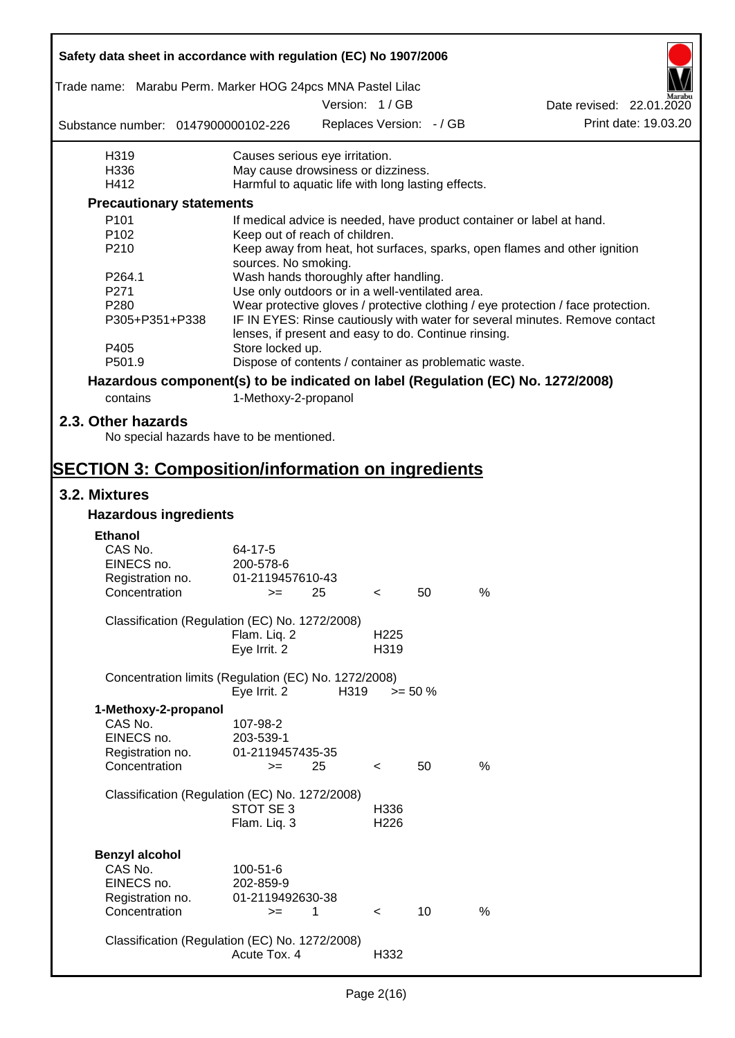| | |
|---|---|
| H319 | Causes serious eye irritation. |
| H336 | May cause drowsiness or dizziness. |
| H412 | Harmful to aquatic life with long lasting effects. |

### Precautionary statements

| | |
|---|---|
| P101 | If medical advice is needed, have product container or label at hand. |
| P102 | Keep out of reach of children. |
| P210 | Keep away from heat, hot surfaces, sparks, open flames and other ignition sources. No smoking. |
| P264.1 | Wash hands thoroughly after handling. |
| P271 | Use only outdoors or in a well-ventilated area. |
| P280 | Wear protective gloves / protective clothing / eye protection / face protection. |
| P305+P351+P338 | IF IN EYES: Rinse cautiously with water for several minutes. Remove contact lenses, if present and easy to do. Continue rinsing. |
| P405 | Store locked up. |
| P501.9 | Dispose of contents / container as problematic waste. |

### Hazardous component(s) to be indicated on label (Regulation (EC) No. 1272/2008)

contains    1-Methoxy-2-propanol

## 2.3. Other hazards

No special hazards have to be mentioned.

# SECTION 3: Composition/information on ingredients

## 3.2. Mixtures

### Hazardous ingredients

**Ethanol**

| | |
|---|---|
| CAS No. | 64-17-5 |
| EINECS no. | 200-578-6 |
| Registration no. | 01-2119457610-43 |
| Concentration | >= 25 < 50 % |

Classification (Regulation (EC) No. 1272/2008)

| | |
|---|---|
| Flam. Liq. 2 | H225 |
| Eye Irrit. 2 | H319 |

Concentration limits (Regulation (EC) No. 1272/2008)

| | | |
|---|---|---|
| Eye Irrit. 2 | H319 | >= 50 % |

**1-Methoxy-2-propanol**

| | |
|---|---|
| CAS No. | 107-98-2 |
| EINECS no. | 203-539-1 |
| Registration no. | 01-2119457435-35 |
| Concentration | >= 25 < 50 % |

Classification (Regulation (EC) No. 1272/2008)

| | |
|---|---|
| STOT SE 3 | H336 |
| Flam. Liq. 3 | H226 |

**Benzyl alcohol**

| | |
|---|---|
| CAS No. | 100-51-6 |
| EINECS no. | 202-859-9 |
| Registration no. | 01-2119492630-38 |
| Concentration | >= 1 < 10 % |

Classification (Regulation (EC) No. 1272/2008)

| | |
|---|---|
| Acute Tox. 4 | H332 |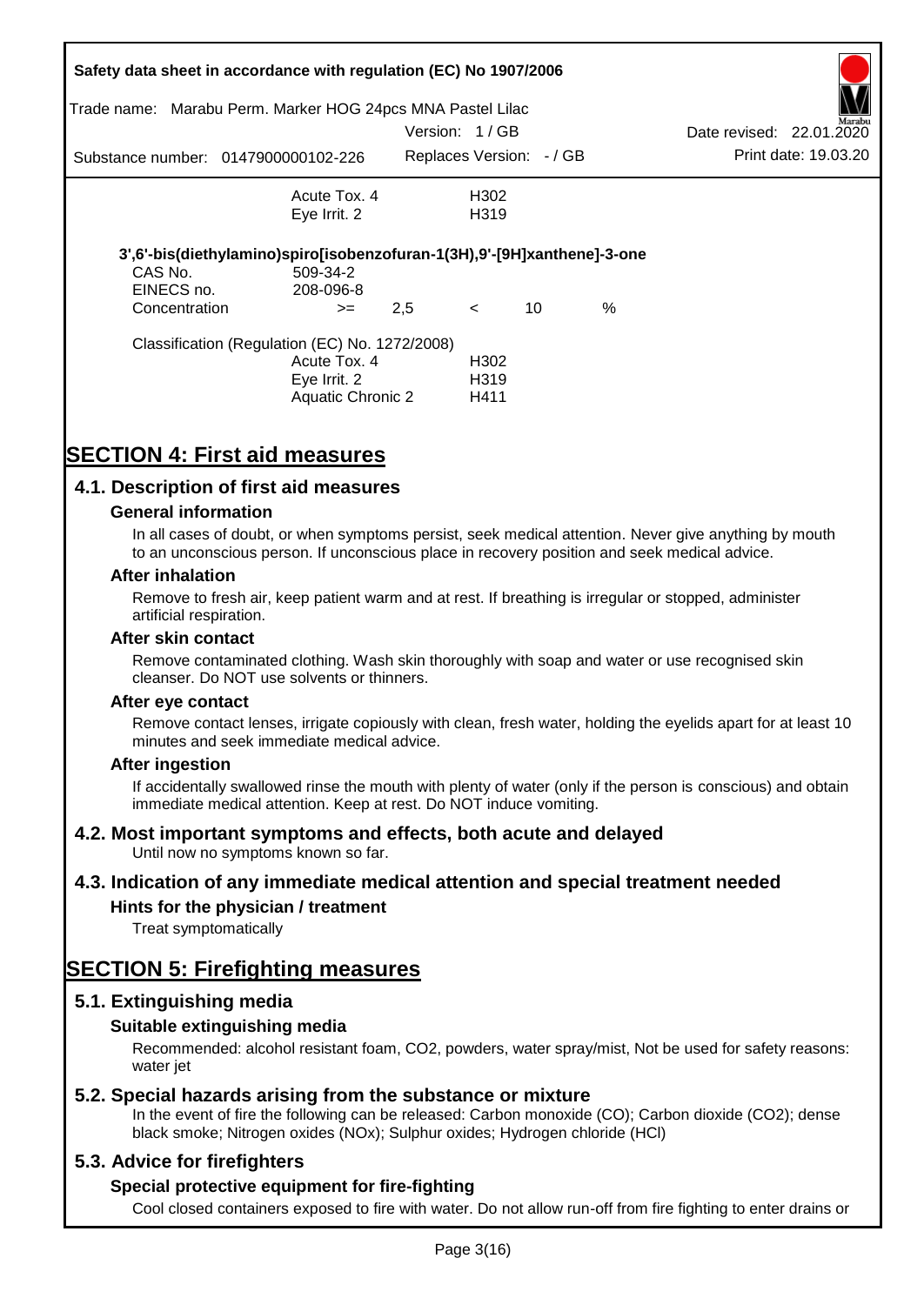| | | |
|---|---|---|
| | Acute Tox. 4 | H302 |
| | Eye Irrit. 2 | H319 |

**3',6'-bis(diethylamino)spiro[isobenzofuran-1(3H),9'-[9H]xanthene]-3-one**

| | | | | | |
|---|---|---|---|---|---|
| CAS No. | 509-34-2 | | | | |
| EINECS no. | 208-096-8 | | | | |
| Concentration | >= | 2,5 | < | 10 | % |

Classification (Regulation (EC) No. 1272/2008)

| | |
|---|---|
| Acute Tox. 4 | H302 |
| Eye Irrit. 2 | H319 |
| Aquatic Chronic 2 | H411 |

# SECTION 4: First aid measures

## 4.1. Description of first aid measures

### General information

In all cases of doubt, or when symptoms persist, seek medical attention. Never give anything by mouth to an unconscious person. If unconscious place in recovery position and seek medical advice.

### After inhalation

Remove to fresh air, keep patient warm and at rest. If breathing is irregular or stopped, administer artificial respiration.

### After skin contact

Remove contaminated clothing. Wash skin thoroughly with soap and water or use recognised skin cleanser. Do NOT use solvents or thinners.

### After eye contact

Remove contact lenses, irrigate copiously with clean, fresh water, holding the eyelids apart for at least 10 minutes and seek immediate medical advice.

### After ingestion

If accidentally swallowed rinse the mouth with plenty of water (only if the person is conscious) and obtain immediate medical attention. Keep at rest. Do NOT induce vomiting.

## 4.2. Most important symptoms and effects, both acute and delayed

Until now no symptoms known so far.

## 4.3. Indication of any immediate medical attention and special treatment needed

### Hints for the physician / treatment

Treat symptomatically

# SECTION 5: Firefighting measures

## 5.1. Extinguishing media

### Suitable extinguishing media

Recommended: alcohol resistant foam, $CO_2$, powders, water spray/mist, Not be used for safety reasons: water jet

## 5.2. Special hazards arising from the substance or mixture

In the event of fire the following can be released: Carbon monoxide (CO); Carbon dioxide ($CO_2$); dense black smoke; Nitrogen oxides ($NO_x$); Sulphur oxides; Hydrogen chloride (HCl)

## 5.3. Advice for firefighters

### Special protective equipment for fire-fighting

Cool closed containers exposed to fire with water. Do not allow run-off from fire fighting to enter drains or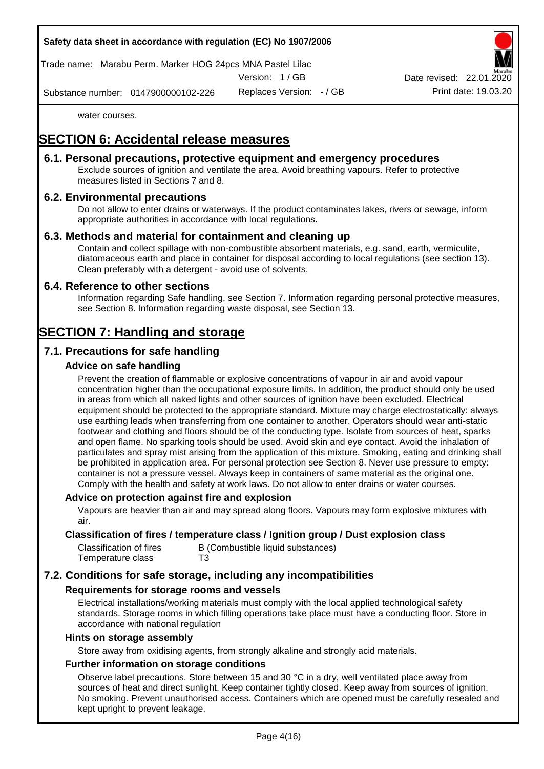water courses.

# SECTION 6: Accidental release measures

## 6.1. Personal precautions, protective equipment and emergency procedures

Exclude sources of ignition and ventilate the area. Avoid breathing vapours. Refer to protective measures listed in Sections 7 and 8.

## 6.2. Environmental precautions

Do not allow to enter drains or waterways. If the product contaminates lakes, rivers or sewage, inform appropriate authorities in accordance with local regulations.

## 6.3. Methods and material for containment and cleaning up

Contain and collect spillage with non-combustible absorbent materials, e.g. sand, earth, vermiculite, diatomaceous earth and place in container for disposal according to local regulations (see section 13). Clean preferably with a detergent - avoid use of solvents.

## 6.4. Reference to other sections

Information regarding Safe handling, see Section 7. Information regarding personal protective measures, see Section 8. Information regarding waste disposal, see Section 13.

# SECTION 7: Handling and storage

## 7.1. Precautions for safe handling

### Advice on safe handling

Prevent the creation of flammable or explosive concentrations of vapour in air and avoid vapour concentration higher than the occupational exposure limits. In addition, the product should only be used in areas from which all naked lights and other sources of ignition have been excluded. Electrical equipment should be protected to the appropriate standard. Mixture may charge electrostatically: always use earthing leads when transferring from one container to another. Operators should wear anti-static footwear and clothing and floors should be of the conducting type. Isolate from sources of heat, sparks and open flame. No sparking tools should be used. Avoid skin and eye contact. Avoid the inhalation of particulates and spray mist arising from the application of this mixture. Smoking, eating and drinking shall be prohibited in application area. For personal protection see Section 8. Never use pressure to empty: container is not a pressure vessel. Always keep in containers of same material as the original one. Comply with the health and safety at work laws. Do not allow to enter drains or water courses.

### Advice on protection against fire and explosion

Vapours are heavier than air and may spread along floors. Vapours may form explosive mixtures with air.

### Classification of fires / temperature class / Ignition group / Dust explosion class

| | |
|---|---|
| Classification of fires | B (Combustible liquid substances) |
| Temperature class | T3 |

## 7.2. Conditions for safe storage, including any incompatibilities

### Requirements for storage rooms and vessels

Electrical installations/working materials must comply with the local applied technological safety standards. Storage rooms in which filling operations take place must have a conducting floor. Store in accordance with national regulation

### Hints on storage assembly

Store away from oxidising agents, from strongly alkaline and strongly acid materials.

### Further information on storage conditions

Observe label precautions. Store between 15 and 30 °C in a dry, well ventilated place away from sources of heat and direct sunlight. Keep container tightly closed. Keep away from sources of ignition. No smoking. Prevent unauthorised access. Containers which are opened must be carefully resealed and kept upright to prevent leakage.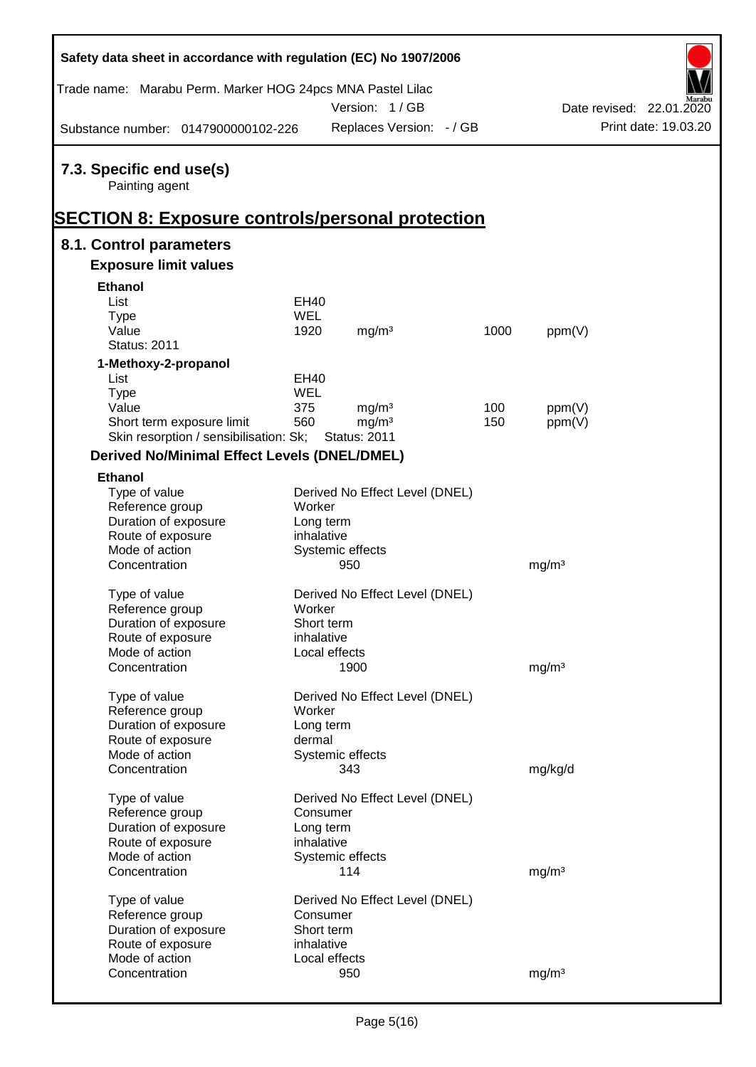### 7.3. Specific end use(s)

Painting agent

## SECTION 8: Exposure controls/personal protection

### 8.1. Control parameters

#### Exposure limit values

**Ethanol**

| | | | | |
|---|---|---|---|---|
| List | EH40 | | | |
| Type | WEL | | | |
| Value | 1920 | mg/m³ | 1000 | ppm(V) |
| Status: 2011 | | | | |

**1-Methoxy-2-propanol**

| | | | | |
|---|---|---|---|---|
| List | EH40 | | | |
| Type | WEL | | | |
| Value | 375 | mg/m³ | 100 | ppm(V) |
| Short term exposure limit | 560 | mg/m³ | 150 | ppm(V) |
| Skin resorption / sensibilisation: Sk; | Status: 2011 | | | |

#### Derived No/Minimal Effect Levels (DNEL/DMEL)

**Ethanol**

| | | |
|---|---|---|
| Type of value | Derived No Effect Level (DNEL) | |
| Reference group | Worker | |
| Duration of exposure | Long term | |
| Route of exposure | inhalative | |
| Mode of action | Systemic effects | |
| Concentration | 950 | mg/m³ |

| | | |
|---|---|---|
| Type of value | Derived No Effect Level (DNEL) | |
| Reference group | Worker | |
| Duration of exposure | Short term | |
| Route of exposure | inhalative | |
| Mode of action | Local effects | |
| Concentration | 1900 | mg/m³ |

| | | |
|---|---|---|
| Type of value | Derived No Effect Level (DNEL) | |
| Reference group | Worker | |
| Duration of exposure | Long term | |
| Route of exposure | dermal | |
| Mode of action | Systemic effects | |
| Concentration | 343 | mg/kg/d |

| | | |
|---|---|---|
| Type of value | Derived No Effect Level (DNEL) | |
| Reference group | Consumer | |
| Duration of exposure | Long term | |
| Route of exposure | inhalative | |
| Mode of action | Systemic effects | |
| Concentration | 114 | mg/m³ |

| | | |
|---|---|---|
| Type of value | Derived No Effect Level (DNEL) | |
| Reference group | Consumer | |
| Duration of exposure | Short term | |
| Route of exposure | inhalative | |
| Mode of action | Local effects | |
| Concentration | 950 | mg/m³ |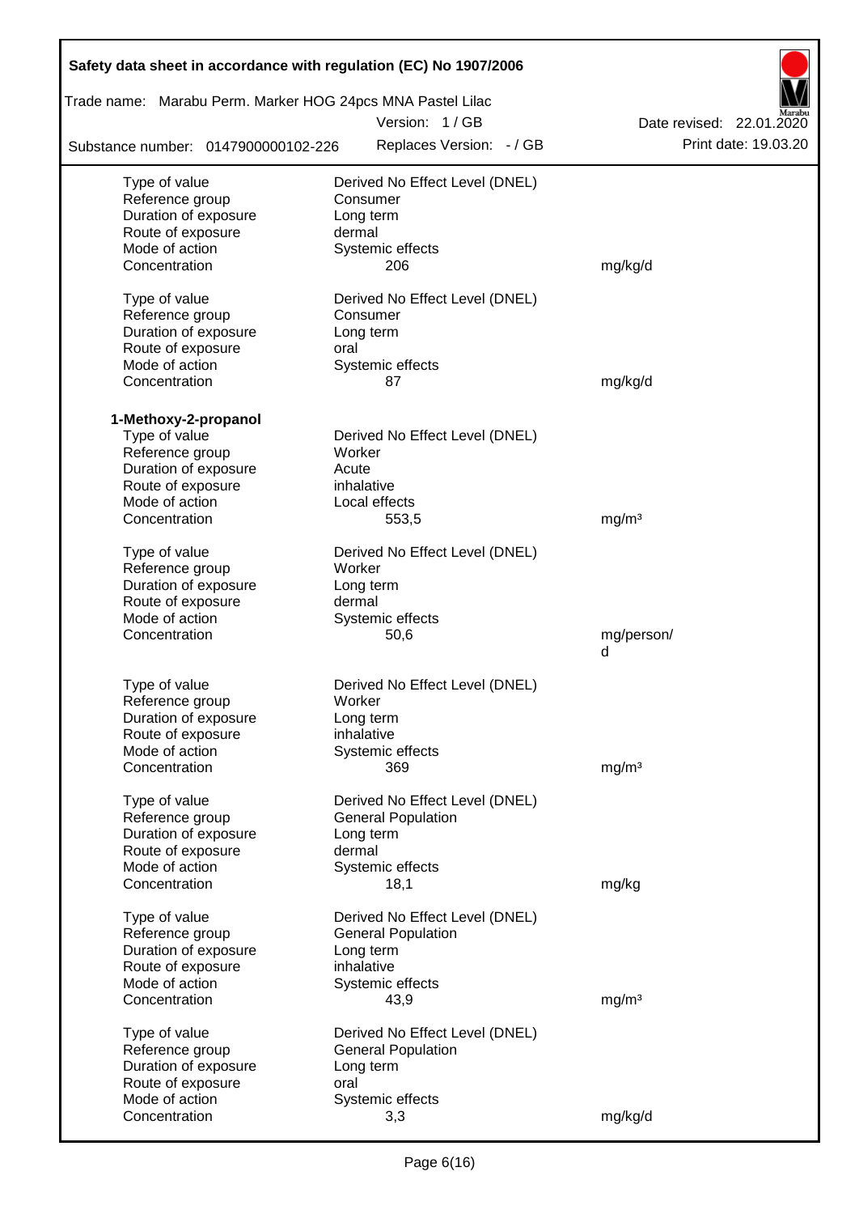| | | |
|---|---|---|
| Type of value | Derived No Effect Level (DNEL) | |
| Reference group | Consumer | |
| Duration of exposure | Long term | |
| Route of exposure | dermal | |
| Mode of action | Systemic effects | |
| Concentration | 206 | mg/kg/d |
| | | |
| Type of value | Derived No Effect Level (DNEL) | |
| Reference group | Consumer | |
| Duration of exposure | Long term | |
| Route of exposure | oral | |
| Mode of action | Systemic effects | |
| Concentration | 87 | mg/kg/d |

**1-Methoxy-2-propanol**

| | | |
|---|---|---|
| Type of value | Derived No Effect Level (DNEL) | |
| Reference group | Worker | |
| Duration of exposure | Acute | |
| Route of exposure | inhalative | |
| Mode of action | Local effects | |
| Concentration | 553,5 | mg/m³ |
| | | |
| Type of value | Derived No Effect Level (DNEL) | |
| Reference group | Worker | |
| Duration of exposure | Long term | |
| Route of exposure | dermal | |
| Mode of action | Systemic effects | |
| Concentration | 50,6 | mg/person/d |
| | | |
| Type of value | Derived No Effect Level (DNEL) | |
| Reference group | Worker | |
| Duration of exposure | Long term | |
| Route of exposure | inhalative | |
| Mode of action | Systemic effects | |
| Concentration | 369 | mg/m³ |
| | | |
| Type of value | Derived No Effect Level (DNEL) | |
| Reference group | General Population | |
| Duration of exposure | Long term | |
| Route of exposure | dermal | |
| Mode of action | Systemic effects | |
| Concentration | 18,1 | mg/kg |
| | | |
| Type of value | Derived No Effect Level (DNEL) | |
| Reference group | General Population | |
| Duration of exposure | Long term | |
| Route of exposure | inhalative | |
| Mode of action | Systemic effects | |
| Concentration | 43,9 | mg/m³ |
| | | |
| Type of value | Derived No Effect Level (DNEL) | |
| Reference group | General Population | |
| Duration of exposure | Long term | |
| Route of exposure | oral | |
| Mode of action | Systemic effects | |
| Concentration | 3,3 | mg/kg/d |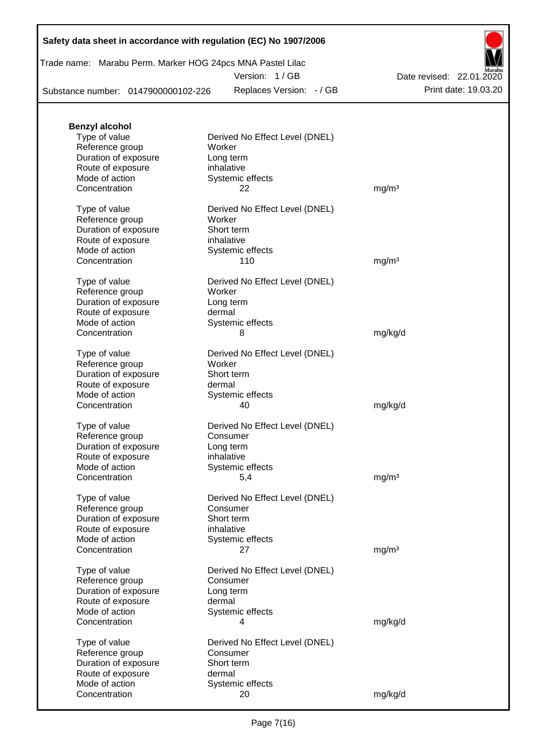**Benzyl alcohol**

| | | |
|---|---|---|
| Type of value | Derived No Effect Level (DNEL) | |
| Reference group | Worker | |
| Duration of exposure | Long term | |
| Route of exposure | inhalative | |
| Mode of action | Systemic effects | |
| Concentration | 22 | mg/m³ |

| | | |
|---|---|---|
| Type of value | Derived No Effect Level (DNEL) | |
| Reference group | Worker | |
| Duration of exposure | Short term | |
| Route of exposure | inhalative | |
| Mode of action | Systemic effects | |
| Concentration | 110 | mg/m³ |

| | | |
|---|---|---|
| Type of value | Derived No Effect Level (DNEL) | |
| Reference group | Worker | |
| Duration of exposure | Long term | |
| Route of exposure | dermal | |
| Mode of action | Systemic effects | |
| Concentration | 8 | mg/kg/d |

| | | |
|---|---|---|
| Type of value | Derived No Effect Level (DNEL) | |
| Reference group | Worker | |
| Duration of exposure | Short term | |
| Route of exposure | dermal | |
| Mode of action | Systemic effects | |
| Concentration | 40 | mg/kg/d |

| | | |
|---|---|---|
| Type of value | Derived No Effect Level (DNEL) | |
| Reference group | Consumer | |
| Duration of exposure | Long term | |
| Route of exposure | inhalative | |
| Mode of action | Systemic effects | |
| Concentration | 5,4 | mg/m³ |

| | | |
|---|---|---|
| Type of value | Derived No Effect Level (DNEL) | |
| Reference group | Consumer | |
| Duration of exposure | Short term | |
| Route of exposure | inhalative | |
| Mode of action | Systemic effects | |
| Concentration | 27 | mg/m³ |

| | | |
|---|---|---|
| Type of value | Derived No Effect Level (DNEL) | |
| Reference group | Consumer | |
| Duration of exposure | Long term | |
| Route of exposure | dermal | |
| Mode of action | Systemic effects | |
| Concentration | 4 | mg/kg/d |

| | | |
|---|---|---|
| Type of value | Derived No Effect Level (DNEL) | |
| Reference group | Consumer | |
| Duration of exposure | Short term | |
| Route of exposure | dermal | |
| Mode of action | Systemic effects | |
| Concentration | 20 | mg/kg/d |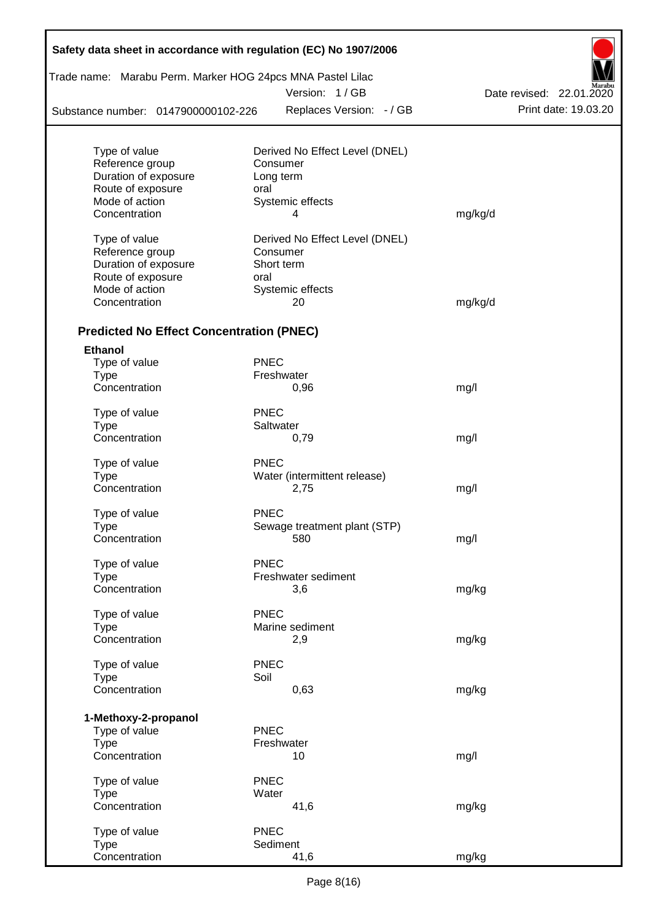| | | |
|---|---|---|
| Type of value | Derived No Effect Level (DNEL) | |
| Reference group | Consumer | |
| Duration of exposure | Long term | |
| Route of exposure | oral | |
| Mode of action | Systemic effects | |
| Concentration | 4 | mg/kg/d |

| | | |
|---|---|---|
| Type of value | Derived No Effect Level (DNEL) | |
| Reference group | Consumer | |
| Duration of exposure | Short term | |
| Route of exposure | oral | |
| Mode of action | Systemic effects | |
| Concentration | 20 | mg/kg/d |

### Predicted No Effect Concentration (PNEC)

**Ethanol**

| | | |
|---|---|---|
| Type of value | PNEC | |
| Type | Freshwater | |
| Concentration | 0,96 | mg/l |

| | | |
|---|---|---|
| Type of value | PNEC | |
| Type | Saltwater | |
| Concentration | 0,79 | mg/l |

| | | |
|---|---|---|
| Type of value | PNEC | |
| Type | Water (intermittent release) | |
| Concentration | 2,75 | mg/l |

| | | |
|---|---|---|
| Type of value | PNEC | |
| Type | Sewage treatment plant (STP) | |
| Concentration | 580 | mg/l |

| | | |
|---|---|---|
| Type of value | PNEC | |
| Type | Freshwater sediment | |
| Concentration | 3,6 | mg/kg |

| | | |
|---|---|---|
| Type of value | PNEC | |
| Type | Marine sediment | |
| Concentration | 2,9 | mg/kg |

| | | |
|---|---|---|
| Type of value | PNEC | |
| Type | Soil | |
| Concentration | 0,63 | mg/kg |

**1-Methoxy-2-propanol**

| | | |
|---|---|---|
| Type of value | PNEC | |
| Type | Freshwater | |
| Concentration | 10 | mg/l |

| | | |
|---|---|---|
| Type of value | PNEC | |
| Type | Water | |
| Concentration | 41,6 | mg/kg |

| | | |
|---|---|---|
| Type of value | PNEC | |
| Type | Sediment | |
| Concentration | 41,6 | mg/kg |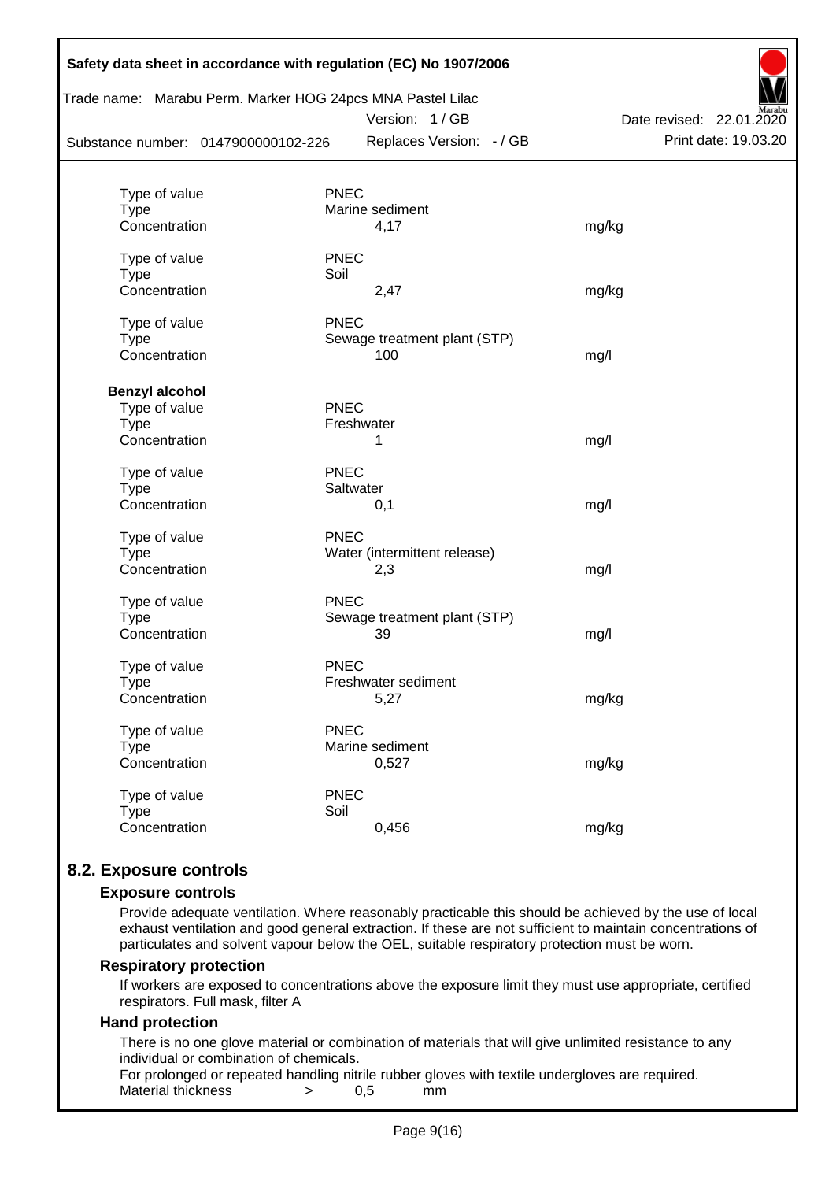| | | | |
|---|---|---|---|
| Type of value | PNEC | | |
| Type | Marine sediment | | |
| Concentration | | 4,17 | mg/kg |
| Type of value | PNEC | | |
| Type | Soil | | |
| Concentration | | 2,47 | mg/kg |
| Type of value | PNEC | | |
| Type | Sewage treatment plant (STP) | | |
| Concentration | | 100 | mg/l |

**Benzyl alcohol**

| | | | |
|---|---|---|---|
| Type of value | PNEC | | |
| Type | Freshwater | | |
| Concentration | | 1 | mg/l |
| Type of value | PNEC | | |
| Type | Saltwater | | |
| Concentration | | 0,1 | mg/l |
| Type of value | PNEC | | |
| Type | Water (intermittent release) | | |
| Concentration | | 2,3 | mg/l |
| Type of value | PNEC | | |
| Type | Sewage treatment plant (STP) | | |
| Concentration | | 39 | mg/l |
| Type of value | PNEC | | |
| Type | Freshwater sediment | | |
| Concentration | | 5,27 | mg/kg |
| Type of value | PNEC | | |
| Type | Marine sediment | | |
| Concentration | | 0,527 | mg/kg |
| Type of value | PNEC | | |
| Type | Soil | | |
| Concentration | | 0,456 | mg/kg |

## 8.2. Exposure controls

### Exposure controls

Provide adequate ventilation. Where reasonably practicable this should be achieved by the use of local exhaust ventilation and good general extraction. If these are not sufficient to maintain concentrations of particulates and solvent vapour below the OEL, suitable respiratory protection must be worn.

### Respiratory protection

If workers are exposed to concentrations above the exposure limit they must use appropriate, certified respirators. Full mask, filter A

### Hand protection

There is no one glove material or combination of materials that will give unlimited resistance to any individual or combination of chemicals.

For prolonged or repeated handling nitrile rubber gloves with textile undergloves are required.

Material thickness > 0,5 mm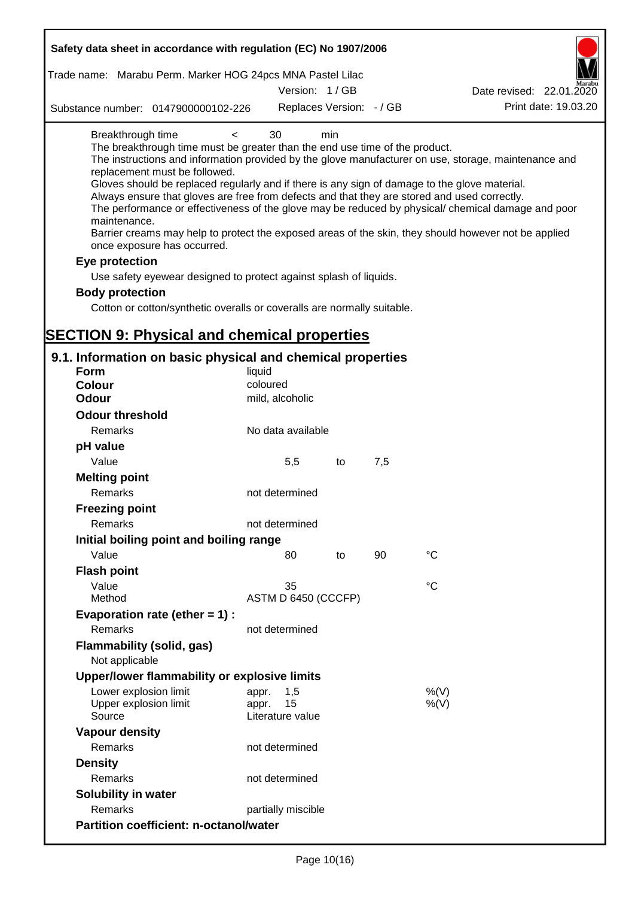Breakthrough time < 30 min

The breakthrough time must be greater than the end use time of the product.

The instructions and information provided by the glove manufacturer on use, storage, maintenance and replacement must be followed.

Gloves should be replaced regularly and if there is any sign of damage to the glove material.

Always ensure that gloves are free from defects and that they are stored and used correctly.

The performance or effectiveness of the glove may be reduced by physical/ chemical damage and poor maintenance.

Barrier creams may help to protect the exposed areas of the skin, they should however not be applied once exposure has occurred.

### Eye protection

Use safety eyewear designed to protect against splash of liquids.

### Body protection

Cotton or cotton/synthetic overalls or coveralls are normally suitable.

# SECTION 9: Physical and chemical properties

## 9.1. Information on basic physical and chemical properties

| | | | | | |
|---|---|---|---|---|---|
| **Form** | liquid | | | | |
| **Colour** | coloured | | | | |
| **Odour** | mild, alcoholic | | | | |
| **Odour threshold** | | | | | |
| Remarks | No data available | | | | |
| **pH value** | | | | | |
| Value | | 5,5 | to | 7,5 | |
| **Melting point** | | | | | |
| Remarks | not determined | | | | |
| **Freezing point** | | | | | |
| Remarks | not determined | | | | |
| **Initial boiling point and boiling range** | | | | | |
| Value | | 80 | to | 90 | °C |
| **Flash point** | | | | | |
| Value | | 35 | | | °C |
| Method | ASTM D 6450 (CCCFP) | | | | |
| **Evaporation rate (ether = 1) :** | | | | | |
| Remarks | not determined | | | | |
| **Flammability (solid, gas)** | | | | | |
| Not applicable | | | | | |
| **Upper/lower flammability or explosive limits** | | | | | |
| Lower explosion limit | appr. | 1,5 | | | %(V) |
| Upper explosion limit | appr. | 15 | | | %(V) |
| Source | Literature value | | | | |
| **Vapour density** | | | | | |
| Remarks | not determined | | | | |
| **Density** | | | | | |
| Remarks | not determined | | | | |
| **Solubility in water** | | | | | |
| Remarks | partially miscible | | | | |
| **Partition coefficient: n-octanol/water** | | | | | |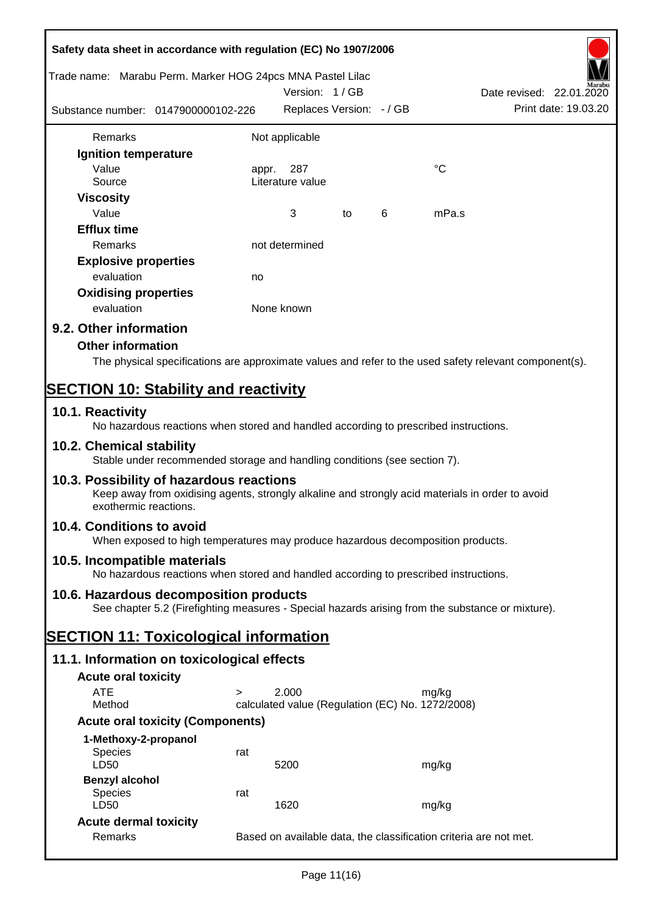| | | | | | |
|---|---|---|---|---|---|
| Remarks | Not applicable | | | | |
| **Ignition temperature** | | | | | |
| Value | appr. | 287 | | | °C |
| Source | Literature value | | | | |
| **Viscosity** | | | | | |
| Value | | 3 | to | 6 | mPa.s |
| **Efflux time** | | | | | |
| Remarks | not determined | | | | |
| **Explosive properties** | | | | | |
| evaluation | no | | | | |
| **Oxidising properties** | | | | | |
| evaluation | None known | | | | |

## 9.2. Other information

### Other information

The physical specifications are approximate values and refer to the used safety relevant component(s).

# SECTION 10: Stability and reactivity

## 10.1. Reactivity

No hazardous reactions when stored and handled according to prescribed instructions.

## 10.2. Chemical stability

Stable under recommended storage and handling conditions (see section 7).

## 10.3. Possibility of hazardous reactions

Keep away from oxidising agents, strongly alkaline and strongly acid materials in order to avoid exothermic reactions.

## 10.4. Conditions to avoid

When exposed to high temperatures may produce hazardous decomposition products.

## 10.5. Incompatible materials

No hazardous reactions when stored and handled according to prescribed instructions.

## 10.6. Hazardous decomposition products

See chapter 5.2 (Firefighting measures - Special hazards arising from the substance or mixture).

# SECTION 11: Toxicological information

## 11.1. Information on toxicological effects

### Acute oral toxicity

| | | | |
|---|---|---|---|
| ATE | > | 2.000 | mg/kg |
| Method | calculated value (Regulation (EC) No. 1272/2008) | | |

### Acute oral toxicity (Components)

| | | | |
|---|---|---|---|
| **1-Methoxy-2-propanol** | | | |
| Species | rat | | |
| LD50 | | 5200 | mg/kg |
| **Benzyl alcohol** | | | |
| Species | rat | | |
| LD50 | | 1620 | mg/kg |

### Acute dermal toxicity

| | |
|---|---|
| Remarks | Based on available data, the classification criteria are not met. |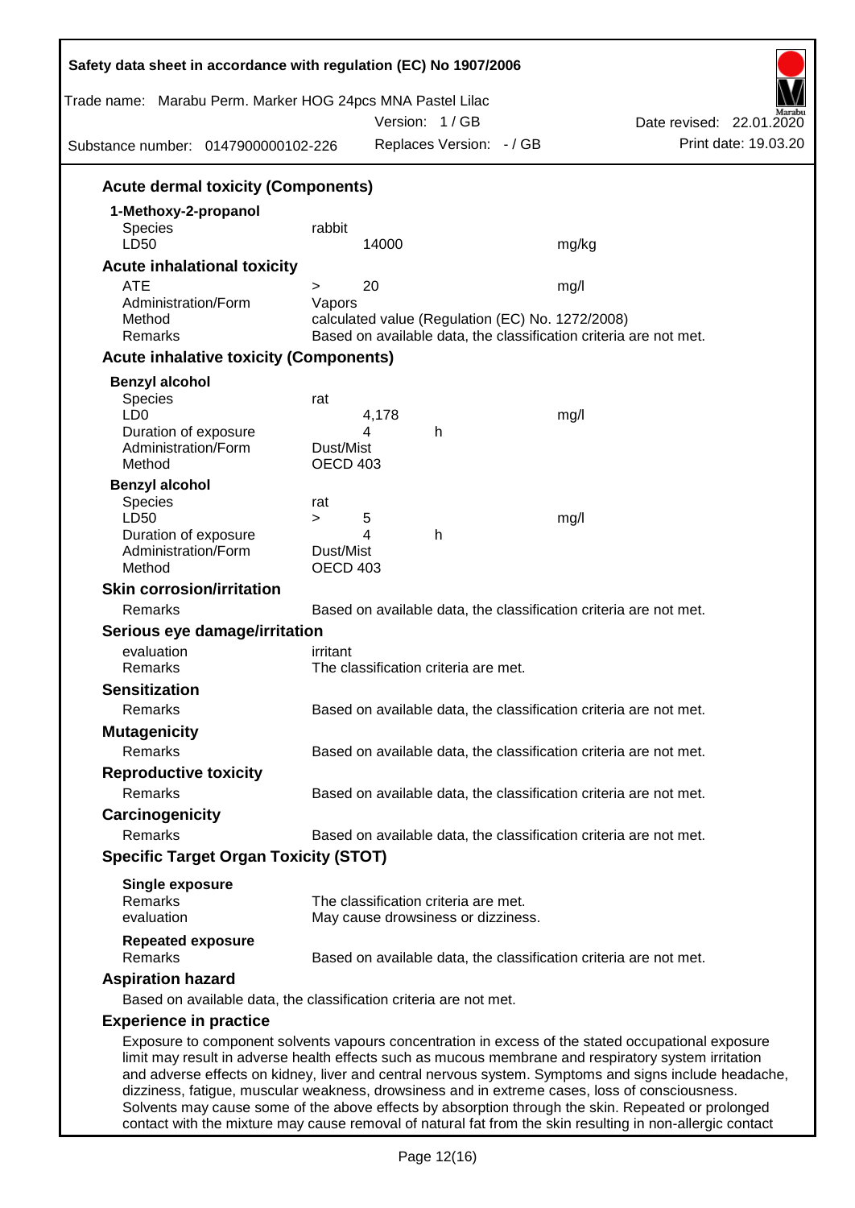### Acute dermal toxicity (Components)

**1-Methoxy-2-propanol**

| | | |
|---|---|---|
| Species | rabbit | |
| LD50 | 14000 | mg/kg |

### Acute inhalational toxicity

| | | |
|---|---|---|
| ATE | > 20 | mg/l |
| Administration/Form | Vapors | |
| Method | calculated value (Regulation (EC) No. 1272/2008) | |
| Remarks | Based on available data, the classification criteria are not met. | |

### Acute inhalative toxicity (Components)

**Benzyl alcohol**

| | | | |
|---|---|---|---|
| Species | rat | | |
| LD0 | 4,178 | | mg/l |
| Duration of exposure | 4 | h | |
| Administration/Form | Dust/Mist | | |
| Method | OECD 403 | | |

**Benzyl alcohol**

| | | | |
|---|---|---|---|
| Species | rat | | |
| LD50 | > 5 | | mg/l |
| Duration of exposure | 4 | h | |
| Administration/Form | Dust/Mist | | |
| Method | OECD 403 | | |

### Skin corrosion/irritation

Remarks: Based on available data, the classification criteria are not met.

### Serious eye damage/irritation

evaluation: irritant
Remarks: The classification criteria are met.

### Sensitization

Remarks: Based on available data, the classification criteria are not met.

### Mutagenicity

Remarks: Based on available data, the classification criteria are not met.

### Reproductive toxicity

Remarks: Based on available data, the classification criteria are not met.

### Carcinogenicity

Remarks: Based on available data, the classification criteria are not met.

### Specific Target Organ Toxicity (STOT)

**Single exposure**

Remarks: The classification criteria are met.
evaluation: May cause drowsiness or dizziness.

**Repeated exposure**

Remarks: Based on available data, the classification criteria are not met.

### Aspiration hazard

Based on available data, the classification criteria are not met.

### Experience in practice

Exposure to component solvents vapours concentration in excess of the stated occupational exposure limit may result in adverse health effects such as mucous membrane and respiratory system irritation and adverse effects on kidney, liver and central nervous system. Symptoms and signs include headache, dizziness, fatigue, muscular weakness, drowsiness and in extreme cases, loss of consciousness. Solvents may cause some of the above effects by absorption through the skin. Repeated or prolonged contact with the mixture may cause removal of natural fat from the skin resulting in non-allergic contact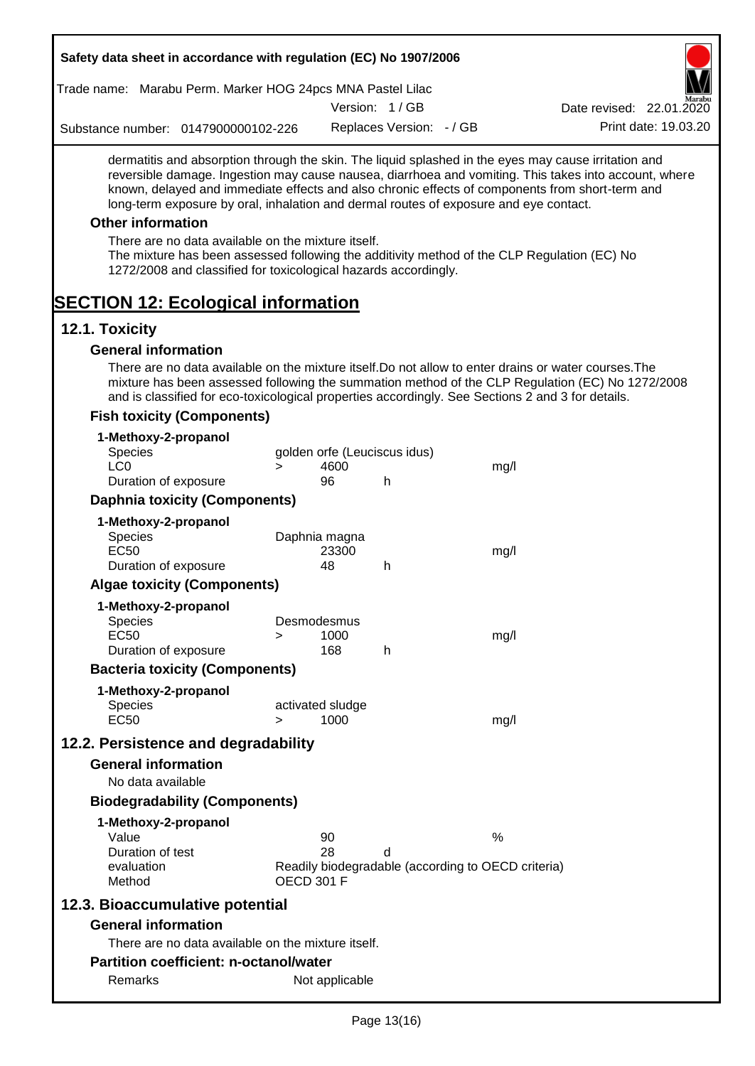dermatitis and absorption through the skin. The liquid splashed in the eyes may cause irritation and reversible damage. Ingestion may cause nausea, diarrhoea and vomiting. This takes into account, where known, delayed and immediate effects and also chronic effects of components from short-term and long-term exposure by oral, inhalation and dermal routes of exposure and eye contact.

### Other information

There are no data available on the mixture itself.
The mixture has been assessed following the additivity method of the CLP Regulation (EC) No 1272/2008 and classified for toxicological hazards accordingly.

# SECTION 12: Ecological information

## 12.1. Toxicity

### General information

There are no data available on the mixture itself.Do not allow to enter drains or water courses.The mixture has been assessed following the summation method of the CLP Regulation (EC) No 1272/2008 and is classified for eco-toxicological properties accordingly. See Sections 2 and 3 for details.

### Fish toxicity (Components)

**1-Methoxy-2-propanol**

| | | | | |
|---|---|---|---|---|
| Species | golden orfe (Leuciscus idus) | | | |
| LC0 | > | 4600 | | mg/l |
| Duration of exposure | | 96 | h | |

### Daphnia toxicity (Components)

**1-Methoxy-2-propanol**

| | | | | |
|---|---|---|---|---|
| Species | Daphnia magna | | | |
| EC50 | | 23300 | | mg/l |
| Duration of exposure | | 48 | h | |

### Algae toxicity (Components)

**1-Methoxy-2-propanol**

| | | | | |
|---|---|---|---|---|
| Species | Desmodesmus | | | |
| EC50 | > | 1000 | | mg/l |
| Duration of exposure | | 168 | h | |

### Bacteria toxicity (Components)

**1-Methoxy-2-propanol**

| | | | | |
|---|---|---|---|---|
| Species | activated sludge | | | |
| EC50 | > | 1000 | | mg/l |

## 12.2. Persistence and degradability

### General information

No data available

### Biodegradability (Components)

**1-Methoxy-2-propanol**

| | | | |
|---|---|---|---|
| Value | 90 | | % |
| Duration of test | 28 | d | |
| evaluation | Readily biodegradable (according to OECD criteria) | | |
| Method | OECD 301 F | | |

## 12.3. Bioaccumulative potential

### General information

There are no data available on the mixture itself.

### Partition coefficient: n-octanol/water

| | |
|---|---|
| Remarks | Not applicable |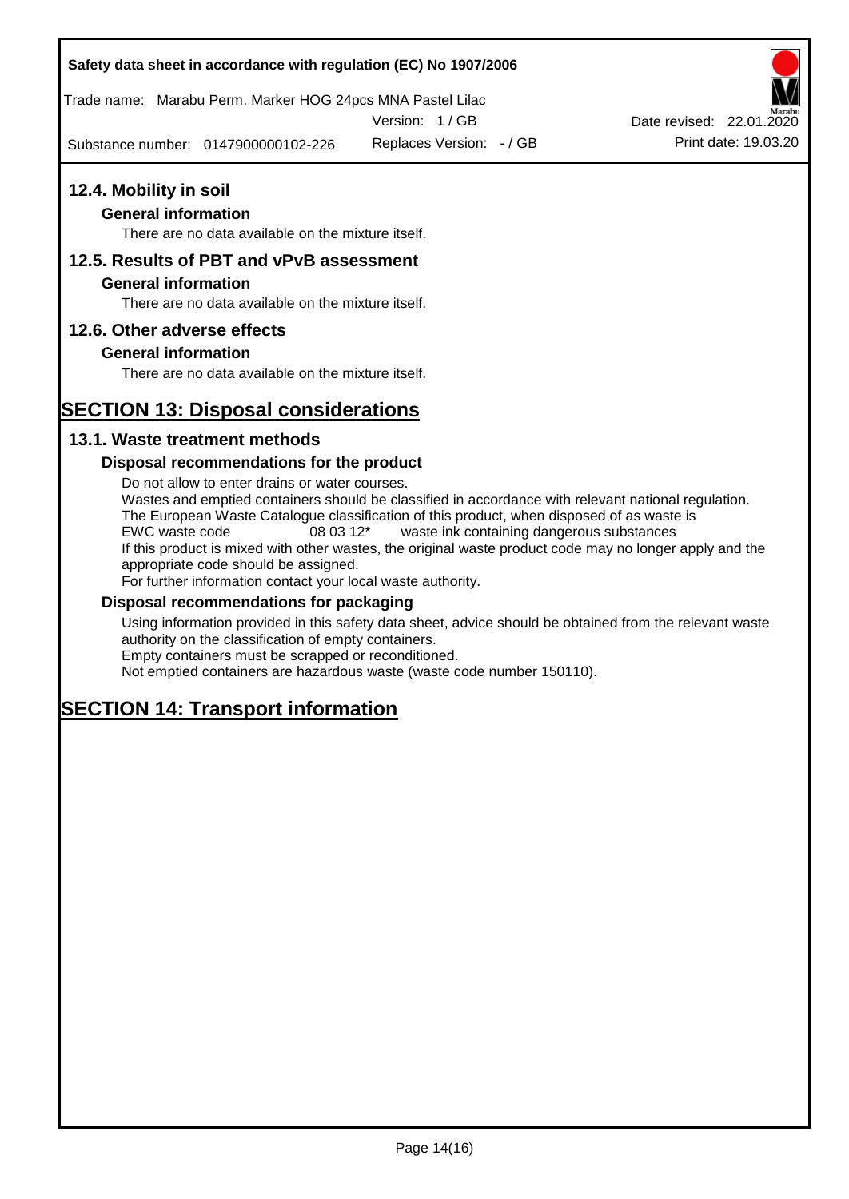## 12.4. Mobility in soil

### General information

There are no data available on the mixture itself.

## 12.5. Results of PBT and vPvB assessment

### General information

There are no data available on the mixture itself.

## 12.6. Other adverse effects

### General information

There are no data available on the mixture itself.

# SECTION 13: Disposal considerations

## 13.1. Waste treatment methods

### Disposal recommendations for the product

Do not allow to enter drains or water courses.
Wastes and emptied containers should be classified in accordance with relevant national regulation.
The European Waste Catalogue classification of this product, when disposed of as waste is
EWC waste code 08 03 12* waste ink containing dangerous substances
If this product is mixed with other wastes, the original waste product code may no longer apply and the appropriate code should be assigned.
For further information contact your local waste authority.

### Disposal recommendations for packaging

Using information provided in this safety data sheet, advice should be obtained from the relevant waste authority on the classification of empty containers.
Empty containers must be scrapped or reconditioned.
Not emptied containers are hazardous waste (waste code number 150110).

# SECTION 14: Transport information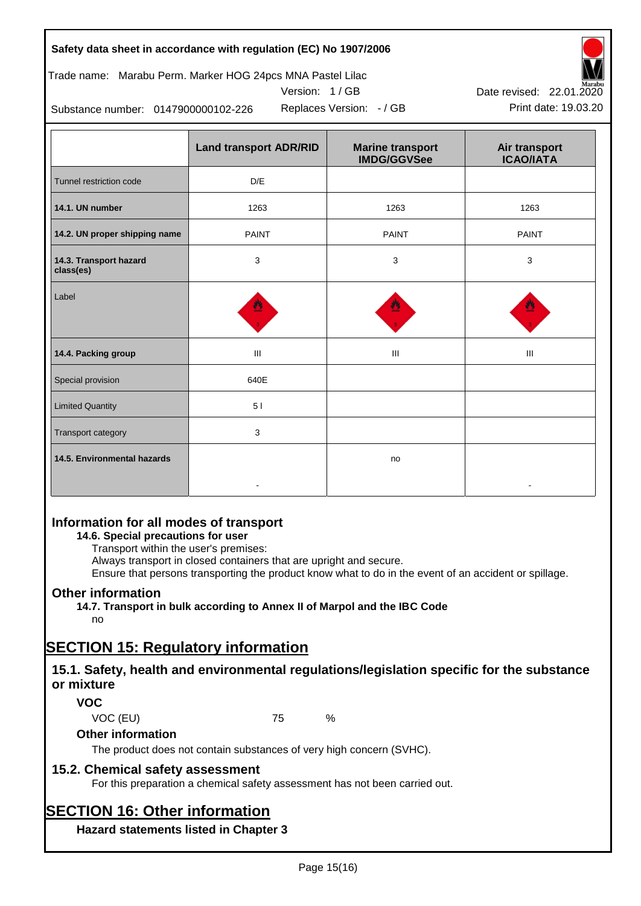Safety data sheet in accordance with regulation (EC) No 1907/2006

Trade name: Marabu Perm. Marker HOG 24pcs MNA Pastel Lilac

Version: 1 / GB

Date revised: 22.01.2020

Substance number: 0147900000102-226

Replaces Version: - / GB

Print date: 19.03.20

| | Land transport ADR/RID | Marine transport IMDG/GGVSee | Air transport ICAO/IATA |
|---|---|---|---|
| Tunnel restriction code | D/E | | |
| **14.1. UN number** | 1263 | 1263 | 1263 |
| **14.2. UN proper shipping name** | PAINT | PAINT | PAINT |
| **14.3. Transport hazard class(es)** | 3 | 3 | 3 |
| Label | | | |
| **14.4. Packing group** | III | III | III |
| Special provision | 640E | | |
| Limited Quantity | 5 l | | |
| Transport category | 3 | | |
| **14.5. Environmental hazards** | - | no | - |

## Information for all modes of transport

**14.6. Special precautions for user**

Transport within the user's premises:
Always transport in closed containers that are upright and secure.
Ensure that persons transporting the product know what to do in the event of an accident or spillage.

## Other information

**14.7. Transport in bulk according to Annex II of Marpol and the IBC Code**

no

# SECTION 15: Regulatory information

## 15.1. Safety, health and environmental regulations/legislation specific for the substance or mixture

### VOC

VOC (EU) 75 %

### Other information

The product does not contain substances of very high concern (SVHC).

## 15.2. Chemical safety assessment

For this preparation a chemical safety assessment has not been carried out.

# SECTION 16: Other information

### Hazard statements listed in Chapter 3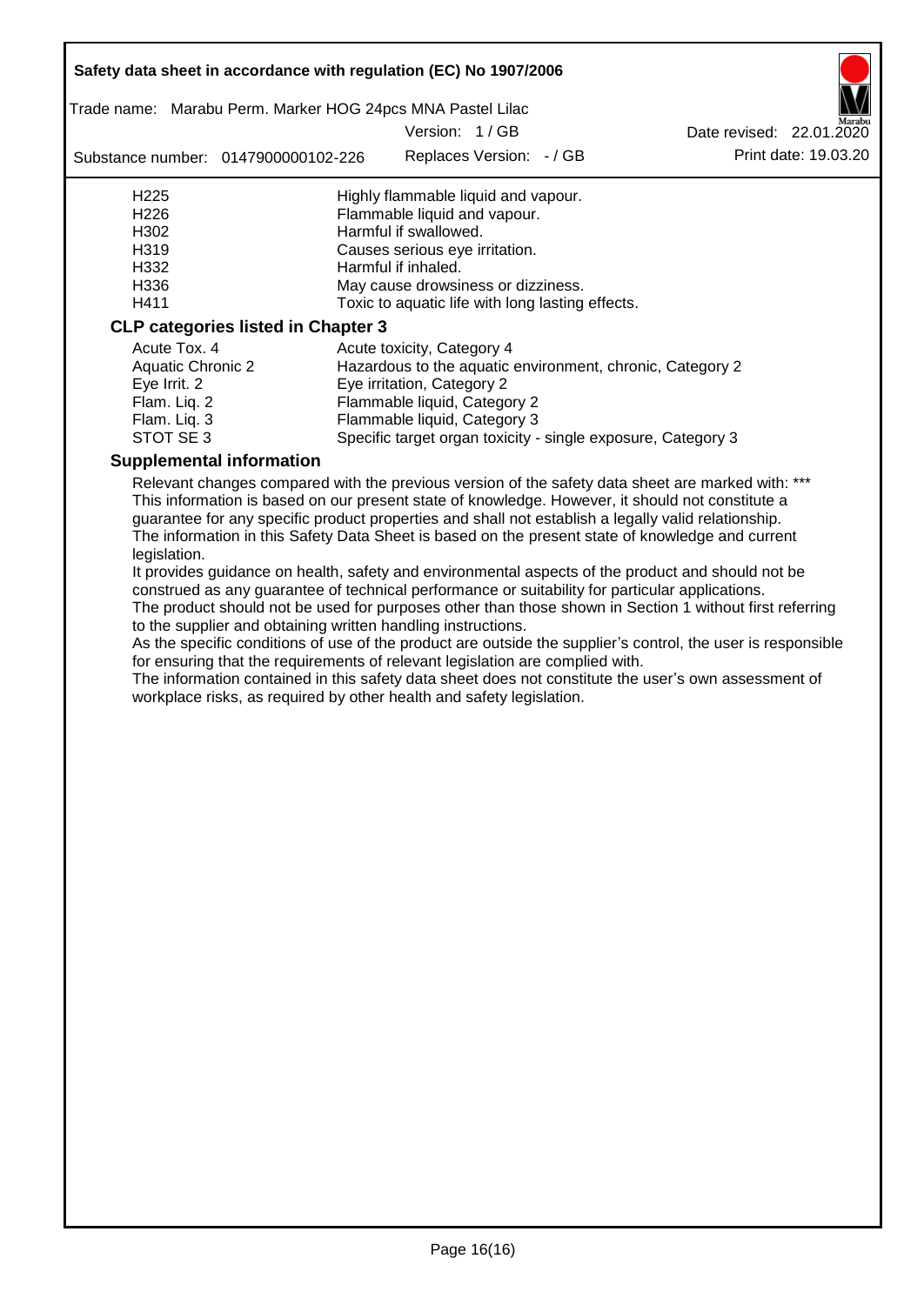| | |
|---|---|
| H225 | Highly flammable liquid and vapour. |
| H226 | Flammable liquid and vapour. |
| H302 | Harmful if swallowed. |
| H319 | Causes serious eye irritation. |
| H332 | Harmful if inhaled. |
| H336 | May cause drowsiness or dizziness. |
| H411 | Toxic to aquatic life with long lasting effects. |

### CLP categories listed in Chapter 3

| | |
|---|---|
| Acute Tox. 4 | Acute toxicity, Category 4 |
| Aquatic Chronic 2 | Hazardous to the aquatic environment, chronic, Category 2 |
| Eye Irrit. 2 | Eye irritation, Category 2 |
| Flam. Liq. 2 | Flammable liquid, Category 2 |
| Flam. Liq. 3 | Flammable liquid, Category 3 |
| STOT SE 3 | Specific target organ toxicity - single exposure, Category 3 |

### Supplemental information

Relevant changes compared with the previous version of the safety data sheet are marked with: ***
This information is based on our present state of knowledge. However, it should not constitute a guarantee for any specific product properties and shall not establish a legally valid relationship.
The information in this Safety Data Sheet is based on the present state of knowledge and current legislation.
It provides guidance on health, safety and environmental aspects of the product and should not be construed as any guarantee of technical performance or suitability for particular applications.
The product should not be used for purposes other than those shown in Section 1 without first referring to the supplier and obtaining written handling instructions.
As the specific conditions of use of the product are outside the supplier's control, the user is responsible for ensuring that the requirements of relevant legislation are complied with.
The information contained in this safety data sheet does not constitute the user's own assessment of workplace risks, as required by other health and safety legislation.